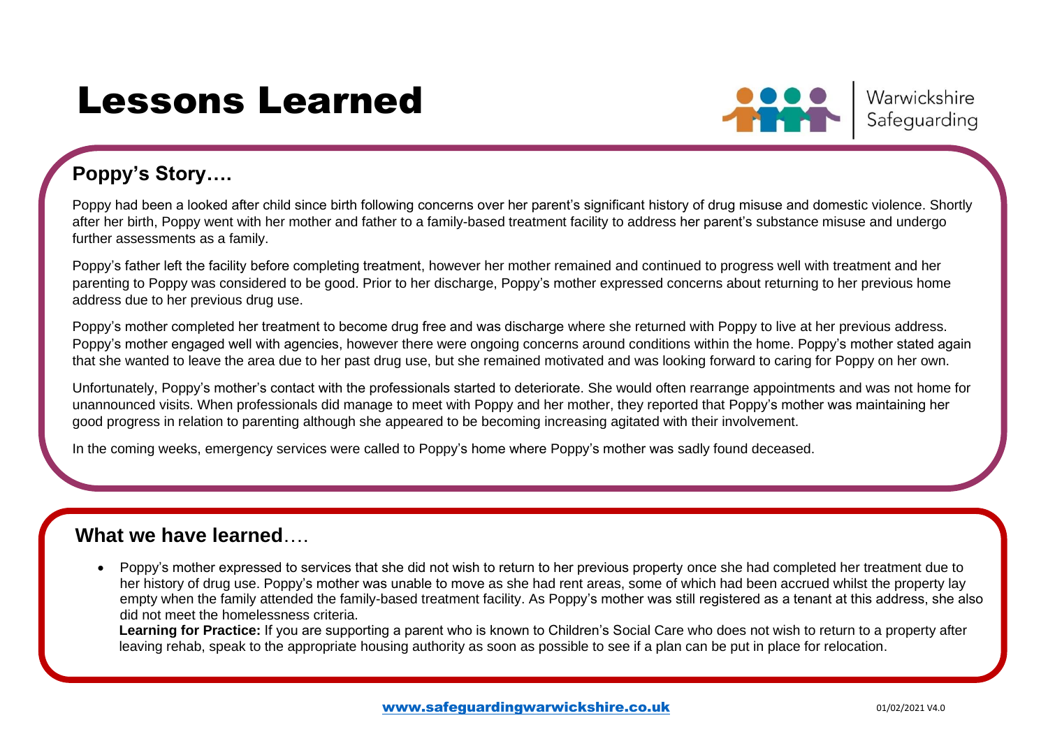# Lessons Learned

Warwickshire Safeguarding

## Poppy's Story….

Poppy had been a looked after child since birth following concerns over her parent's significant history of drug misuse and domestic violence. Shortly after her birth, Poppy went with her mother and father to a family-based treatment facility to address her parent's substance misuse and undergo further assessments as a family.

Poppy's father left the facility before completing treatment, however her mother remained and continued to progress well with treatment and her parenting to Poppy was considered to be good. Prior to her discharge, Poppy's mother expressed concerns about returning to her previous home address due to her previous drug use.

Poppy's mother completed her treatment to become drug free and was discharge where she returned with Poppy to live at her previous address. Poppy's mother engaged well with agencies, however there were ongoing concerns around conditions within the home. Poppy's mother stated again that she wanted to leave the area due to her past drug use, but she remained motivated and was looking forward to caring for Poppy on her own.

Unfortunately, Poppy's mother's contact with the professionals started to deteriorate. She would often rearrange appointments and was not home for unannounced visits. When professionals did manage to meet with Poppy and her mother, they reported that Poppy's mother was maintaining her good progress in relation to parenting although she appeared to be becoming increasing agitated with their involvement.

In the coming weeks, emergency services were called to Poppy's home where Poppy's mother was sadly found deceased.

## What we have learned….

- Poppy's mother expressed to services that she did not wish to return to her previous property once she had completed her treatment due to her history of drug use. Poppy's mother was unable to move as she had rent areas, some of which had been accrued whilst the property lay empty when the family attended the family-based treatment facility. As Poppy's mother was still registered as a tenant at this address, she also did not meet the homelessness criteria.

  **Learning for Practice:** If you are supporting a parent who is known to Children's Social Care who does not wish to return to a property after leaving rehab, speak to the appropriate housing authority as soon as possible to see if a plan can be put in place for relocation.

www.safeguardingwarwickshire.co.uk

01/02/2021 V4.0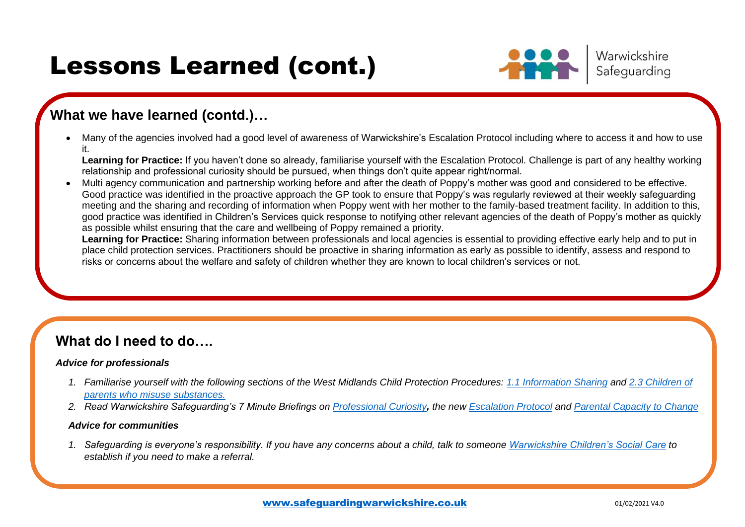# Lessons Learned (cont.)

## What we have learned (contd.)…

- Many of the agencies involved had a good level of awareness of Warwickshire's Escalation Protocol including where to access it and how to use it.

  **Learning for Practice:** If you haven't done so already, familiarise yourself with the Escalation Protocol. Challenge is part of any healthy working relationship and professional curiosity should be pursued, when things don't quite appear right/normal.

- Multi agency communication and partnership working before and after the death of Poppy's mother was good and considered to be effective. Good practice was identified in the proactive approach the GP took to ensure that Poppy's was regularly reviewed at their weekly safeguarding meeting and the sharing and recording of information when Poppy went with her mother to the family-based treatment facility. In addition to this, good practice was identified in Children's Services quick response to notifying other relevant agencies of the death of Poppy's mother as quickly as possible whilst ensuring that the care and wellbeing of Poppy remained a priority.

  **Learning for Practice:** Sharing information between professionals and local agencies is essential to providing effective early help and to put in place child protection services. Practitioners should be proactive in sharing information as early as possible to identify, assess and respond to risks or concerns about the welfare and safety of children whether they are known to local children's services or not.

## What do I need to do….

***Advice for professionals***

1. *Familiarise yourself with the following sections of the West Midlands Child Protection Procedures: 1.1 Information Sharing and 2.3 Children of parents who misuse substances.*
2. *Read Warwickshire Safeguarding's 7 Minute Briefings on Professional Curiosity, the new Escalation Protocol and Parental Capacity to Change*

***Advice for communities***

1. *Safeguarding is everyone's responsibility. If you have any concerns about a child, talk to someone Warwickshire Children's Social Care to establish if you need to make a referral.*

www.safeguardingwarwickshire.co.uk

01/02/2021 V4.0